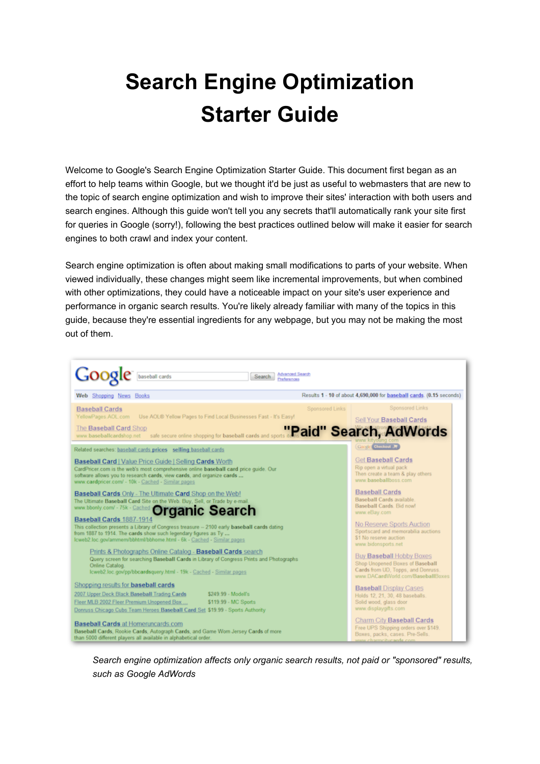# Search Engine Optimization Starter Guide

Welcome to Google's Search Engine Optimization Starter Guide. This document first began as an effort to help teams within Google, but we thought it'd be just as useful to webmasters that are new to the topic of search engine optimization and wish to improve their sites' interaction with both users and search engines. Although this guide won't tell you any secrets that'll automatically rank your site first for queries in Google (sorry!), following the best practices outlined below will make it easier for search engines to both crawl and index your content.

Search engine optimization is often about making small modifications to parts of your website. When viewed individually, these changes might seem like incremental improvements, but when combined with other optimizations, they could have a noticeable impact on your site's user experience and performance in organic search results. You're likely already familiar with many of the topics in this guide, because they're essential ingredients for any webpage, but you may not be making the most out of them.

*Search engine optimization affects only organic search results, not paid or "sponsored" results, such as Google AdWords*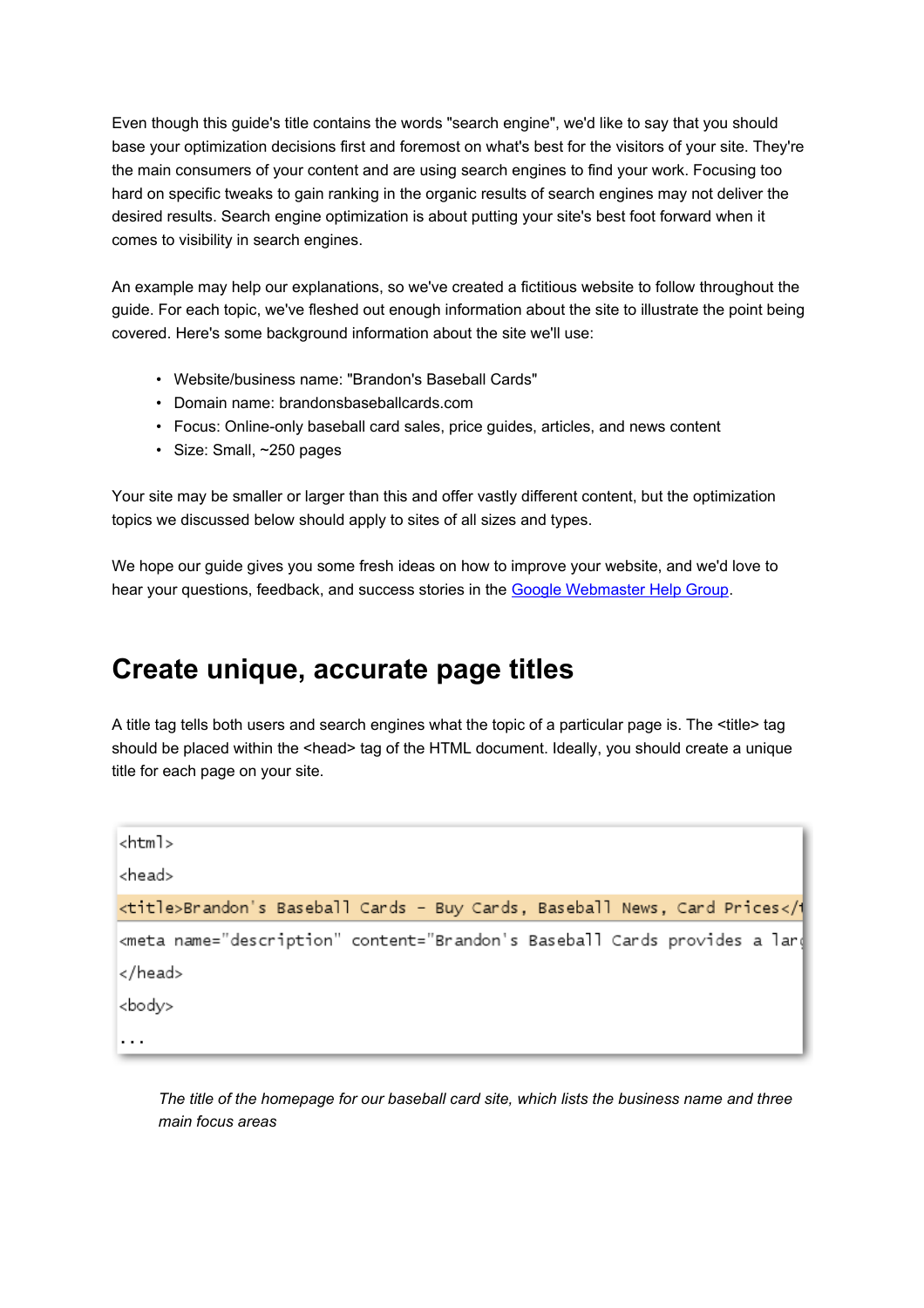Even though this guide's title contains the words "search engine", we'd like to say that you should base your optimization decisions first and foremost on what's best for the visitors of your site. They're the main consumers of your content and are using search engines to find your work. Focusing too hard on specific tweaks to gain ranking in the organic results of search engines may not deliver the desired results. Search engine optimization is about putting your site's best foot forward when it comes to visibility in search engines.

An example may help our explanations, so we've created a fictitious website to follow throughout the guide. For each topic, we've fleshed out enough information about the site to illustrate the point being covered. Here's some background information about the site we'll use:

- Website/business name: "Brandon's Baseball Cards"
- Domain name: brandonsbaseballcards.com
- Focus: Online-only baseball card sales, price guides, articles, and news content
- Size: Small, ~250 pages

Your site may be smaller or larger than this and offer vastly different content, but the optimization topics we discussed below should apply to sites of all sizes and types.

We hope our guide gives you some fresh ideas on how to improve your website, and we'd love to hear your questions, feedback, and success stories in the [Google Webmaster Help Group](#).

## Create unique, accurate page titles

A title tag tells both users and search engines what the topic of a particular page is. The <title> tag should be placed within the <head> tag of the HTML document. Ideally, you should create a unique title for each page on your site.

```
<html>
<head>
<title>Brandon's Baseball Cards - Buy Cards, Baseball News, Card Prices</t
<meta name="description" content="Brandon's Baseball Cards provides a lar
</head>
<body>
...
```

*The title of the homepage for our baseball card site, which lists the business name and three main focus areas*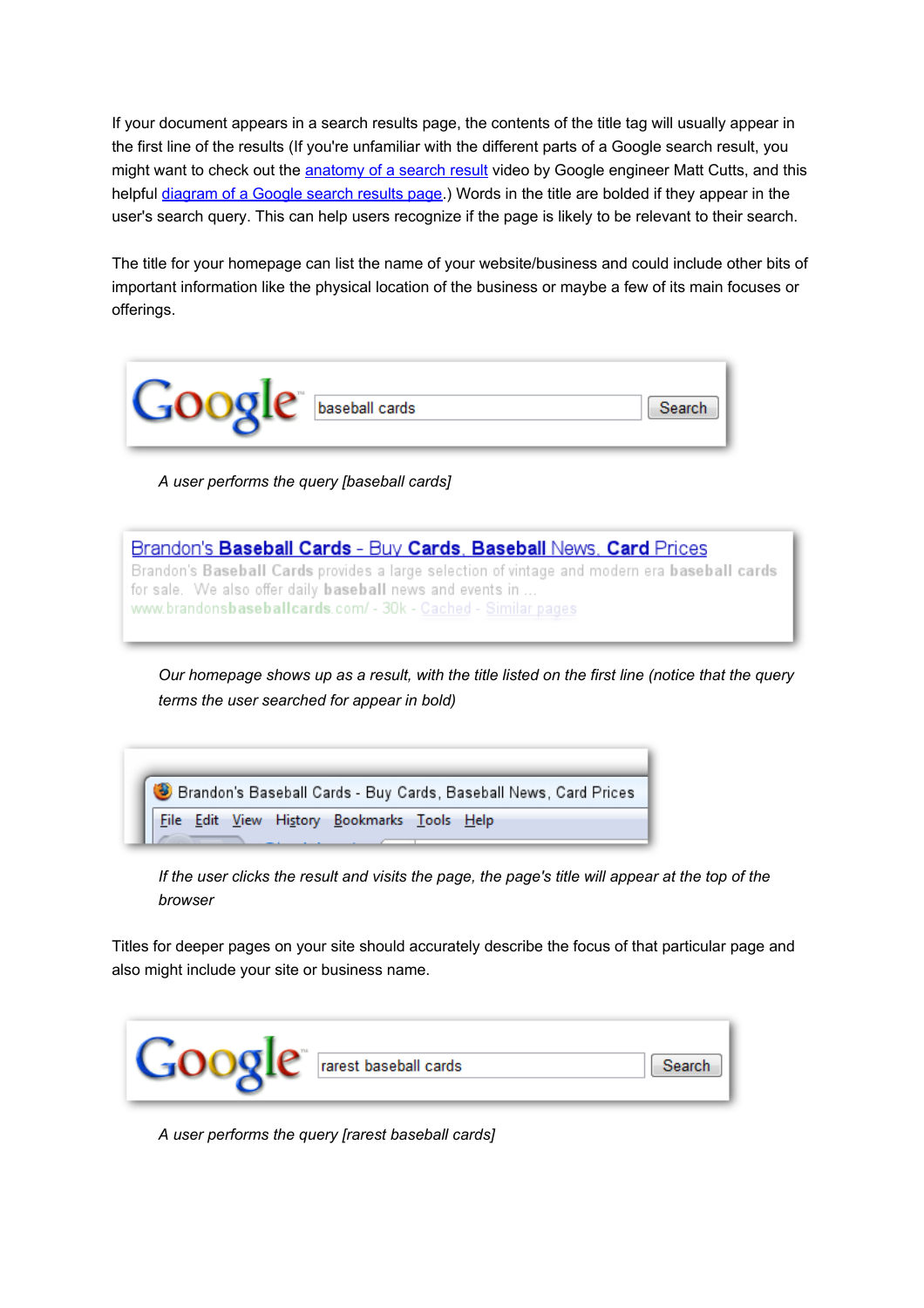If your document appears in a search results page, the contents of the title tag will usually appear in the first line of the results (If you're unfamiliar with the different parts of a Google search result, you might want to check out the anatomy of a search result video by Google engineer Matt Cutts, and this helpful diagram of a Google search results page.) Words in the title are bolded if they appear in the user's search query. This can help users recognize if the page is likely to be relevant to their search.

The title for your homepage can list the name of your website/business and could include other bits of important information like the physical location of the business or maybe a few of its main focuses or offerings.

*A user performs the query [baseball cards]*

*Our homepage shows up as a result, with the title listed on the first line (notice that the query terms the user searched for appear in bold)*

*If the user clicks the result and visits the page, the page's title will appear at the top of the browser*

Titles for deeper pages on your site should accurately describe the focus of that particular page and also might include your site or business name.

*A user performs the query [rarest baseball cards]*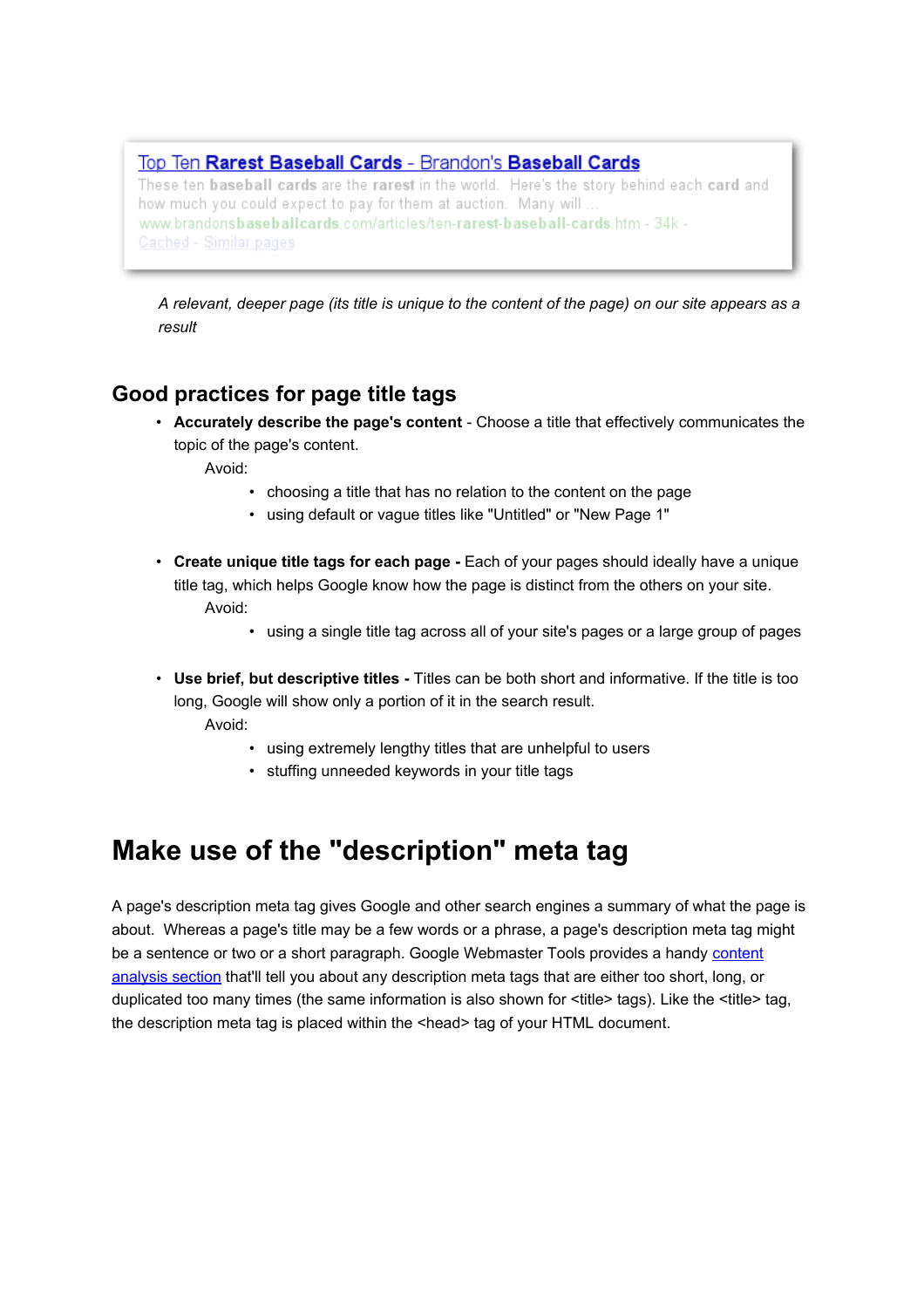Top Ten **Rarest Baseball Cards** - Brandon's **Baseball Cards**
These ten **baseball cards** are the **rarest** in the world. Here's the story behind each **card** and how much you could expect to pay for them at auction. Many will ...
www.brandons**baseballcards**.com/articles/ten-**rarest-baseball-cards**.htm - 34k -
Cached - Similar pages

*A relevant, deeper page (its title is unique to the content of the page) on our site appears as a result*

## Good practices for page title tags

- **Accurately describe the page's content** - Choose a title that effectively communicates the topic of the page's content.

  Avoid:
  - choosing a title that has no relation to the content on the page
  - using default or vague titles like "Untitled" or "New Page 1"

- **Create unique title tags for each page -** Each of your pages should ideally have a unique title tag, which helps Google know how the page is distinct from the others on your site.

  Avoid:
  - using a single title tag across all of your site's pages or a large group of pages

- **Use brief, but descriptive titles -** Titles can be both short and informative. If the title is too long, Google will show only a portion of it in the search result.

  Avoid:
  - using extremely lengthy titles that are unhelpful to users
  - stuffing unneeded keywords in your title tags

# Make use of the "description" meta tag

A page's description meta tag gives Google and other search engines a summary of what the page is about. Whereas a page's title may be a few words or a phrase, a page's description meta tag might be a sentence or two or a short paragraph. Google Webmaster Tools provides a handy content analysis section that'll tell you about any description meta tags that are either too short, long, or duplicated too many times (the same information is also shown for <title> tags). Like the <title> tag, the description meta tag is placed within the <head> tag of your HTML document.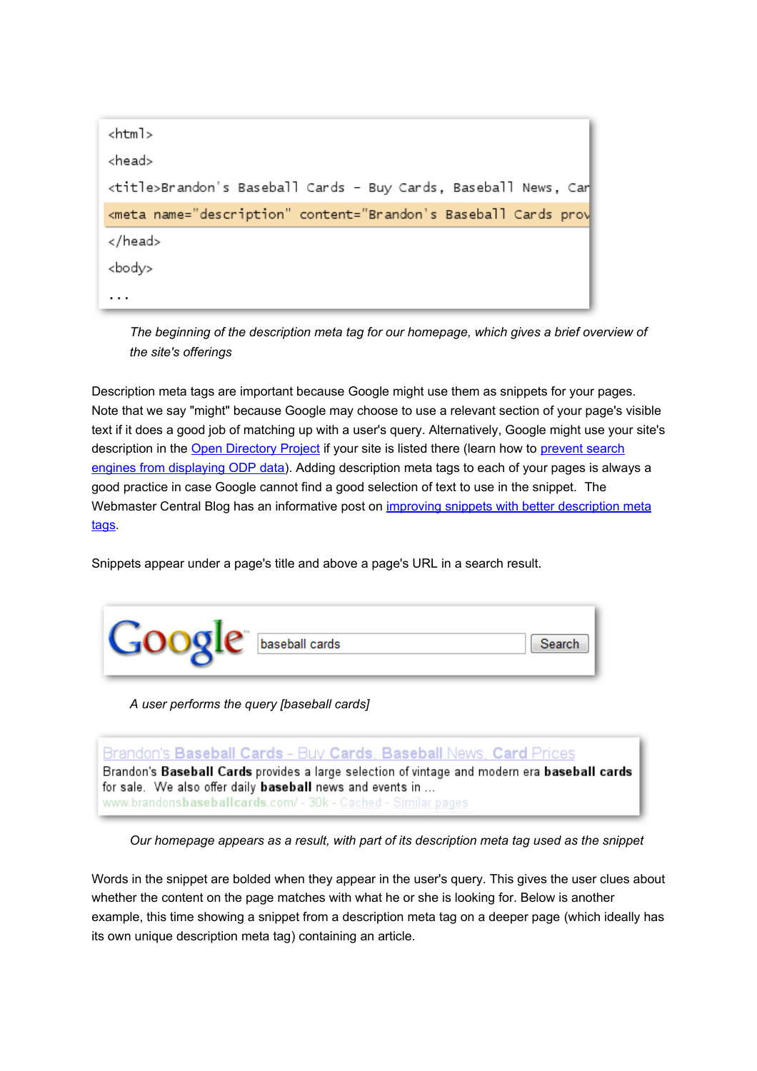```
<html>
<head>
<title>Brandon's Baseball Cards - Buy Cards, Baseball News, Car
<meta name="description" content="Brandon's Baseball Cards prov
</head>
<body>
...
```

*The beginning of the description meta tag for our homepage, which gives a brief overview of the site's offerings*

Description meta tags are important because Google might use them as snippets for your pages. Note that we say "might" because Google may choose to use a relevant section of your page's visible text if it does a good job of matching up with a user's query. Alternatively, Google might use your site's description in the Open Directory Project if your site is listed there (learn how to prevent search engines from displaying ODP data). Adding description meta tags to each of your pages is always a good practice in case Google cannot find a good selection of text to use in the snippet. The Webmaster Central Blog has an informative post on improving snippets with better description meta tags.

Snippets appear under a page's title and above a page's URL in a search result.

Google [baseball cards] Search

*A user performs the query [baseball cards]*

Brandon's **Baseball Cards** - Buy **Cards**, **Baseball** News, **Card** Prices
Brandon's **Baseball Cards** provides a large selection of vintage and modern era **baseball cards** for sale. We also offer daily **baseball** news and events in ...
www.brandons**baseballcards**.com/ - 30k - Cached - Similar pages

*Our homepage appears as a result, with part of its description meta tag used as the snippet*

Words in the snippet are bolded when they appear in the user's query. This gives the user clues about whether the content on the page matches with what he or she is looking for. Below is another example, this time showing a snippet from a description meta tag on a deeper page (which ideally has its own unique description meta tag) containing an article.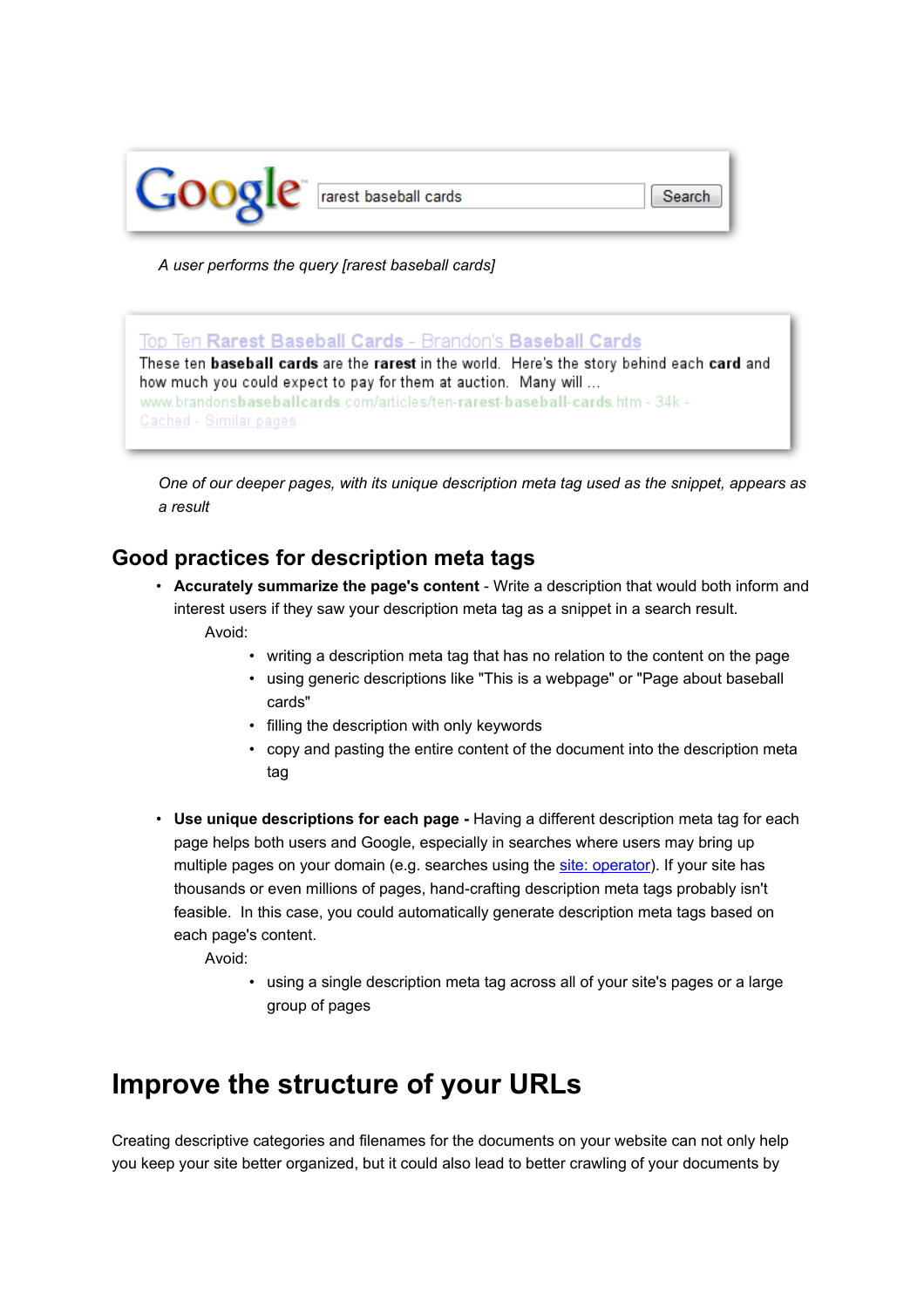A user performs the query [rarest baseball cards]

*One of our deeper pages, with its unique description meta tag used as the snippet, appears as a result*

## Good practices for description meta tags

- **Accurately summarize the page's content** - Write a description that would both inform and interest users if they saw your description meta tag as a snippet in a search result.
  
  Avoid:
  - writing a description meta tag that has no relation to the content on the page
  - using generic descriptions like "This is a webpage" or "Page about baseball cards"
  - filling the description with only keywords
  - copy and pasting the entire content of the document into the description meta tag

- **Use unique descriptions for each page -** Having a different description meta tag for each page helps both users and Google, especially in searches where users may bring up multiple pages on your domain (e.g. searches using the site: operator). If your site has thousands or even millions of pages, hand-crafting description meta tags probably isn't feasible. In this case, you could automatically generate description meta tags based on each page's content.
  
  Avoid:
  - using a single description meta tag across all of your site's pages or a large group of pages

# Improve the structure of your URLs

Creating descriptive categories and filenames for the documents on your website can not only help you keep your site better organized, but it could also lead to better crawling of your documents by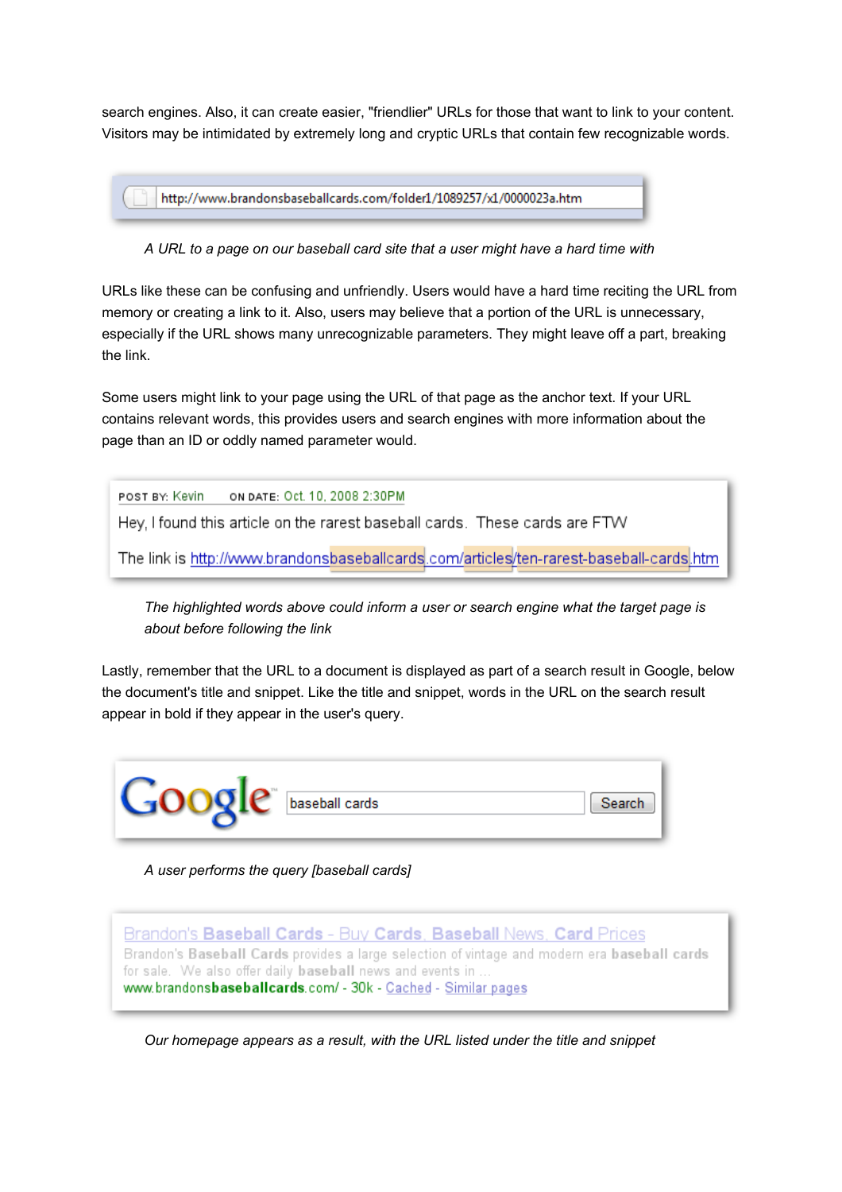search engines. Also, it can create easier, "friendlier" URLs for those that want to link to your content. Visitors may be intimidated by extremely long and cryptic URLs that contain few recognizable words.

http://www.brandonsbaseballcards.com/folder1/1089257/x1/0000023a.htm

*A URL to a page on our baseball card site that a user might have a hard time with*

URLs like these can be confusing and unfriendly. Users would have a hard time reciting the URL from memory or creating a link to it. Also, users may believe that a portion of the URL is unnecessary, especially if the URL shows many unrecognizable parameters. They might leave off a part, breaking the link.

Some users might link to your page using the URL of that page as the anchor text. If your URL contains relevant words, this provides users and search engines with more information about the page than an ID or oddly named parameter would.

POST BY: Kevin ON DATE: Oct. 10, 2008 2:30PM

Hey, I found this article on the rarest baseball cards. These cards are FTW

The link is http://www.brandonsbaseballcards.com/articles/ten-rarest-baseball-cards.htm

*The highlighted words above could inform a user or search engine what the target page is about before following the link*

Lastly, remember that the URL to a document is displayed as part of a search result in Google, below the document's title and snippet. Like the title and snippet, words in the URL on the search result appear in bold if they appear in the user's query.

Google baseball cards Search

*A user performs the query [baseball cards]*

Brandon's **Baseball Cards** - Buy **Cards**, **Baseball** News, **Card** Prices
Brandon's **Baseball Cards** provides a large selection of vintage and modern era **baseball cards** for sale. We also offer daily **baseball** news and events in ...
www.brandons**baseballcards**.com/ - 30k - Cached - Similar pages

*Our homepage appears as a result, with the URL listed under the title and snippet*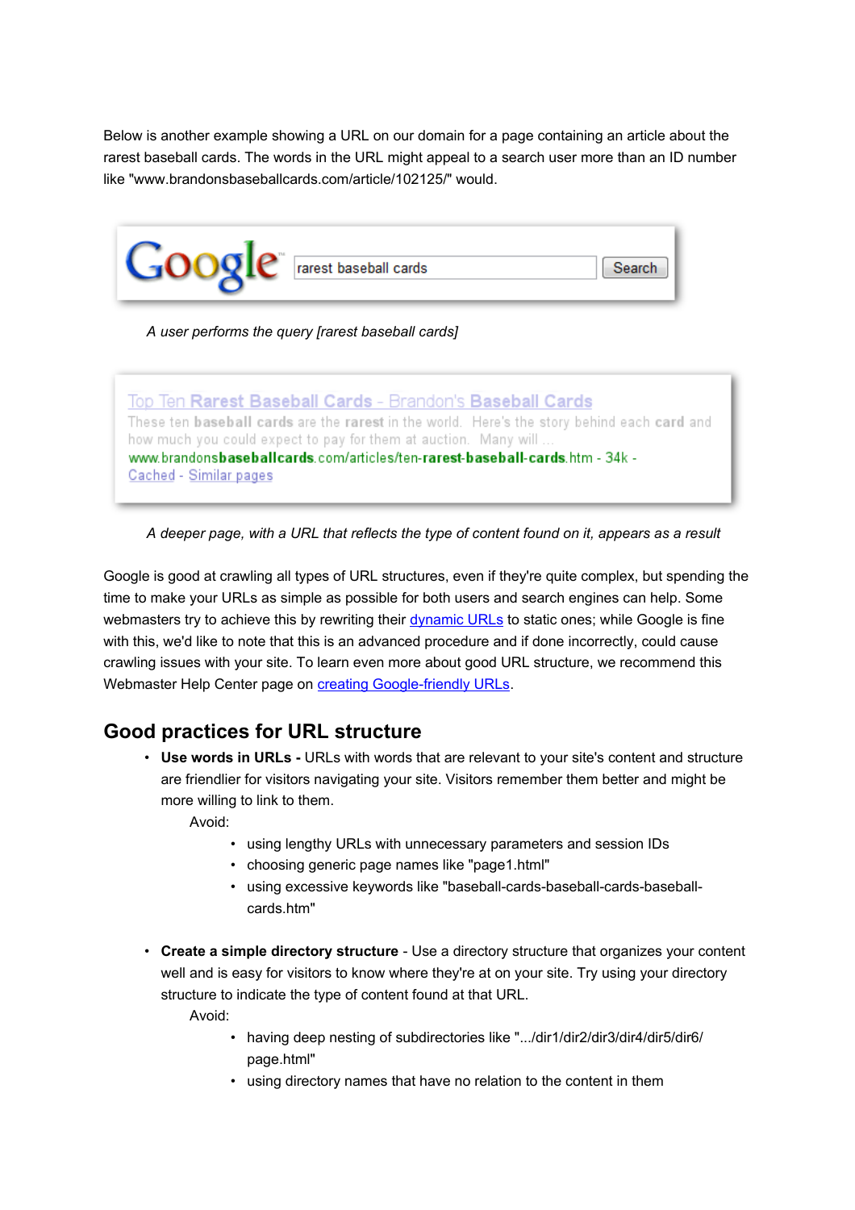Below is another example showing a URL on our domain for a page containing an article about the rarest baseball cards. The words in the URL might appeal to a search user more than an ID number like "www.brandonsbaseballcards.com/article/102125/" would.

*A user performs the query [rarest baseball cards]*

*A deeper page, with a URL that reflects the type of content found on it, appears as a result*

Google is good at crawling all types of URL structures, even if they're quite complex, but spending the time to make your URLs as simple as possible for both users and search engines can help. Some webmasters try to achieve this by rewriting their dynamic URLs to static ones; while Google is fine with this, we'd like to note that this is an advanced procedure and if done incorrectly, could cause crawling issues with your site. To learn even more about good URL structure, we recommend this Webmaster Help Center page on creating Google-friendly URLs.

## Good practices for URL structure

- **Use words in URLs -** URLs with words that are relevant to your site's content and structure are friendlier for visitors navigating your site. Visitors remember them better and might be more willing to link to them.

  Avoid:

  - using lengthy URLs with unnecessary parameters and session IDs
  - choosing generic page names like "page1.html"
  - using excessive keywords like "baseball-cards-baseball-cards-baseball-cards.htm"

- **Create a simple directory structure** - Use a directory structure that organizes your content well and is easy for visitors to know where they're at on your site. Try using your directory structure to indicate the type of content found at that URL.

  Avoid:

  - having deep nesting of subdirectories like ".../dir1/dir2/dir3/dir4/dir5/dir6/page.html"
  - using directory names that have no relation to the content in them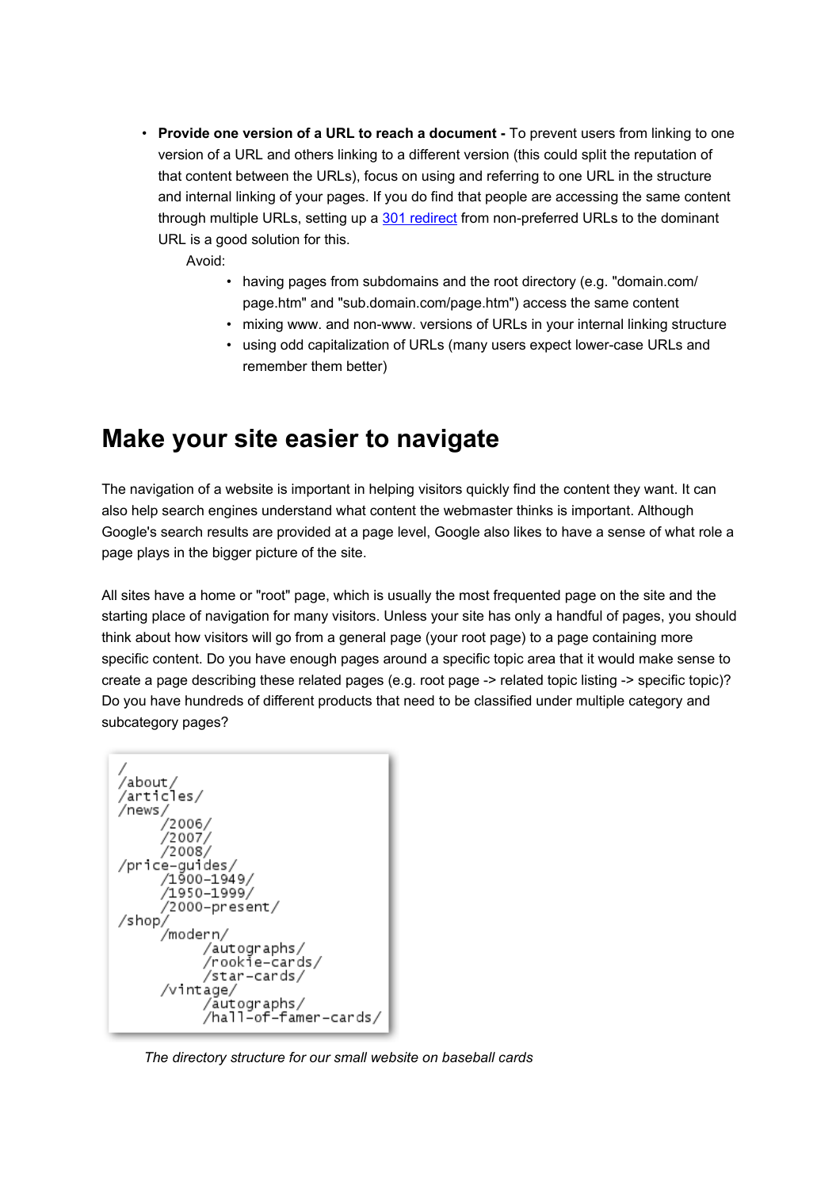- **Provide one version of a URL to reach a document -** To prevent users from linking to one version of a URL and others linking to a different version (this could split the reputation of that content between the URLs), focus on using and referring to one URL in the structure and internal linking of your pages. If you do find that people are accessing the same content through multiple URLs, setting up a [301 redirect]() from non-preferred URLs to the dominant URL is a good solution for this.

  Avoid:

  - having pages from subdomains and the root directory (e.g. "domain.com/page.htm" and "sub.domain.com/page.htm") access the same content
  - mixing www. and non-www. versions of URLs in your internal linking structure
  - using odd capitalization of URLs (many users expect lower-case URLs and remember them better)

# Make your site easier to navigate

The navigation of a website is important in helping visitors quickly find the content they want. It can also help search engines understand what content the webmaster thinks is important. Although Google's search results are provided at a page level, Google also likes to have a sense of what role a page plays in the bigger picture of the site.

All sites have a home or "root" page, which is usually the most frequented page on the site and the starting place of navigation for many visitors. Unless your site has only a handful of pages, you should think about how visitors will go from a general page (your root page) to a page containing more specific content. Do you have enough pages around a specific topic area that it would make sense to create a page describing these related pages (e.g. root page -> related topic listing -> specific topic)? Do you have hundreds of different products that need to be classified under multiple category and subcategory pages?

```
/
/about/
/articles/
/news/
      /2006/
      /2007/
      /2008/
/price-guides/
      /1900-1949/
      /1950-1999/
      /2000-present/
/shop/
      /modern/
            /autographs/
            /rookie-cards/
            /star-cards/
      /vintage/
            /autographs/
            /hall-of-famer-cards/
```

*The directory structure for our small website on baseball cards*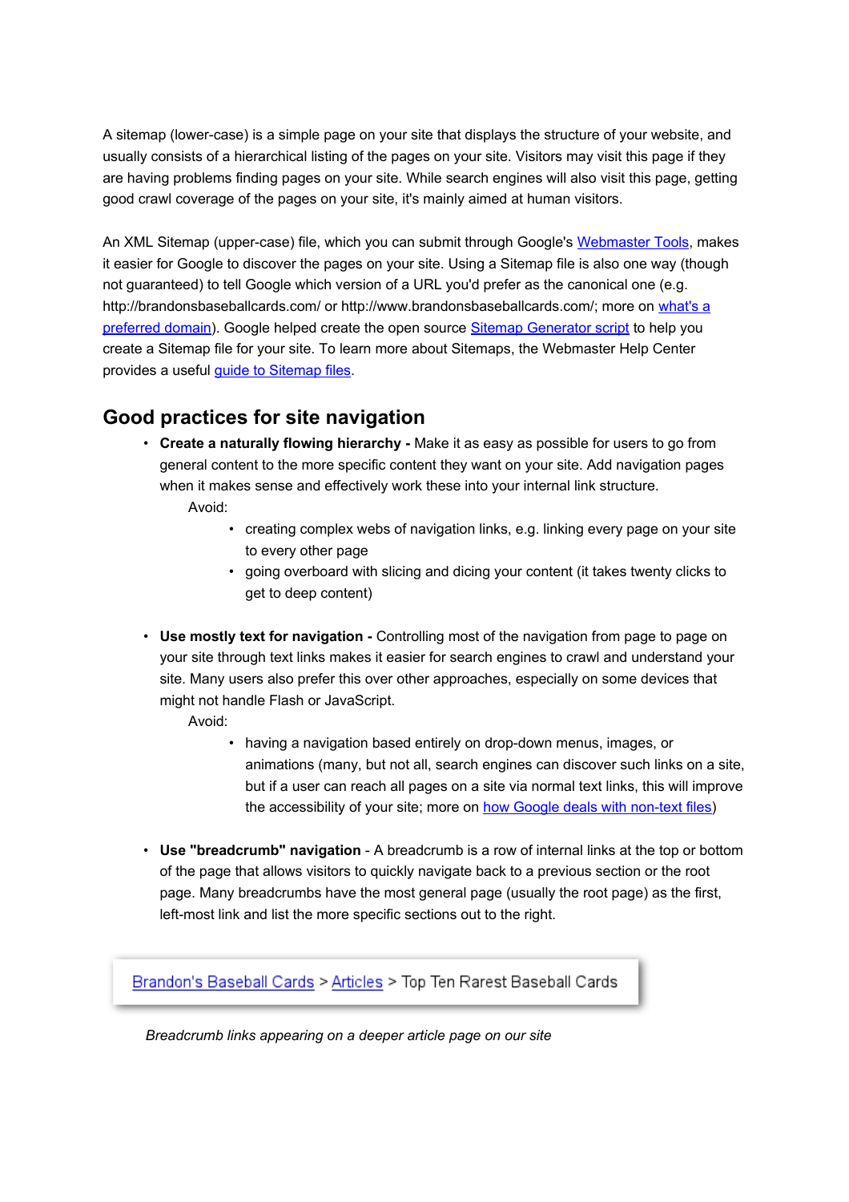A sitemap (lower-case) is a simple page on your site that displays the structure of your website, and usually consists of a hierarchical listing of the pages on your site. Visitors may visit this page if they are having problems finding pages on your site. While search engines will also visit this page, getting good crawl coverage of the pages on your site, it's mainly aimed at human visitors.

An XML Sitemap (upper-case) file, which you can submit through Google's Webmaster Tools, makes it easier for Google to discover the pages on your site. Using a Sitemap file is also one way (though not guaranteed) to tell Google which version of a URL you'd prefer as the canonical one (e.g. http://brandonsbaseballcards.com/ or http://www.brandonsbaseballcards.com/; more on what's a preferred domain). Google helped create the open source Sitemap Generator script to help you create a Sitemap file for your site. To learn more about Sitemaps, the Webmaster Help Center provides a useful guide to Sitemap files.

## Good practices for site navigation

- **Create a naturally flowing hierarchy -** Make it as easy as possible for users to go from general content to the more specific content they want on your site. Add navigation pages when it makes sense and effectively work these into your internal link structure.
  Avoid:
  - creating complex webs of navigation links, e.g. linking every page on your site to every other page
  - going overboard with slicing and dicing your content (it takes twenty clicks to get to deep content)

- **Use mostly text for navigation -** Controlling most of the navigation from page to page on your site through text links makes it easier for search engines to crawl and understand your site. Many users also prefer this over other approaches, especially on some devices that might not handle Flash or JavaScript.
  Avoid:
  - having a navigation based entirely on drop-down menus, images, or animations (many, but not all, search engines can discover such links on a site, but if a user can reach all pages on a site via normal text links, this will improve the accessibility of your site; more on how Google deals with non-text files)

- **Use "breadcrumb" navigation** - A breadcrumb is a row of internal links at the top or bottom of the page that allows visitors to quickly navigate back to a previous section or the root page. Many breadcrumbs have the most general page (usually the root page) as the first, left-most link and list the more specific sections out to the right.

Brandon's Baseball Cards > Articles > Top Ten Rarest Baseball Cards

*Breadcrumb links appearing on a deeper article page on our site*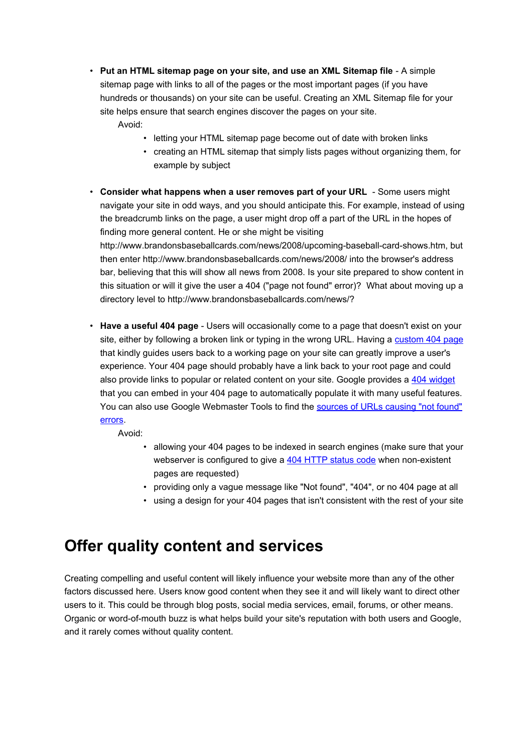- **Put an HTML sitemap page on your site, and use an XML Sitemap file** - A simple sitemap page with links to all of the pages or the most important pages (if you have hundreds or thousands) on your site can be useful. Creating an XML Sitemap file for your site helps ensure that search engines discover the pages on your site.

  Avoid:

  - letting your HTML sitemap page become out of date with broken links
  - creating an HTML sitemap that simply lists pages without organizing them, for example by subject

- **Consider what happens when a user removes part of your URL** - Some users might navigate your site in odd ways, and you should anticipate this. For example, instead of using the breadcrumb links on the page, a user might drop off a part of the URL in the hopes of finding more general content. He or she might be visiting http://www.brandonsbaseballcards.com/news/2008/upcoming-baseball-card-shows.htm, but then enter http://www.brandonsbaseballcards.com/news/2008/ into the browser's address bar, believing that this will show all news from 2008. Is your site prepared to show content in this situation or will it give the user a 404 ("page not found" error)? What about moving up a directory level to http://www.brandonsbaseballcards.com/news/?

- **Have a useful 404 page** - Users will occasionally come to a page that doesn't exist on your site, either by following a broken link or typing in the wrong URL. Having a custom 404 page that kindly guides users back to a working page on your site can greatly improve a user's experience. Your 404 page should probably have a link back to your root page and could also provide links to popular or related content on your site. Google provides a 404 widget that you can embed in your 404 page to automatically populate it with many useful features. You can also use Google Webmaster Tools to find the sources of URLs causing "not found" errors.

  Avoid:

  - allowing your 404 pages to be indexed in search engines (make sure that your webserver is configured to give a 404 HTTP status code when non-existent pages are requested)
  - providing only a vague message like "Not found", "404", or no 404 page at all
  - using a design for your 404 pages that isn't consistent with the rest of your site

# Offer quality content and services

Creating compelling and useful content will likely influence your website more than any of the other factors discussed here. Users know good content when they see it and will likely want to direct other users to it. This could be through blog posts, social media services, email, forums, or other means. Organic or word-of-mouth buzz is what helps build your site's reputation with both users and Google, and it rarely comes without quality content.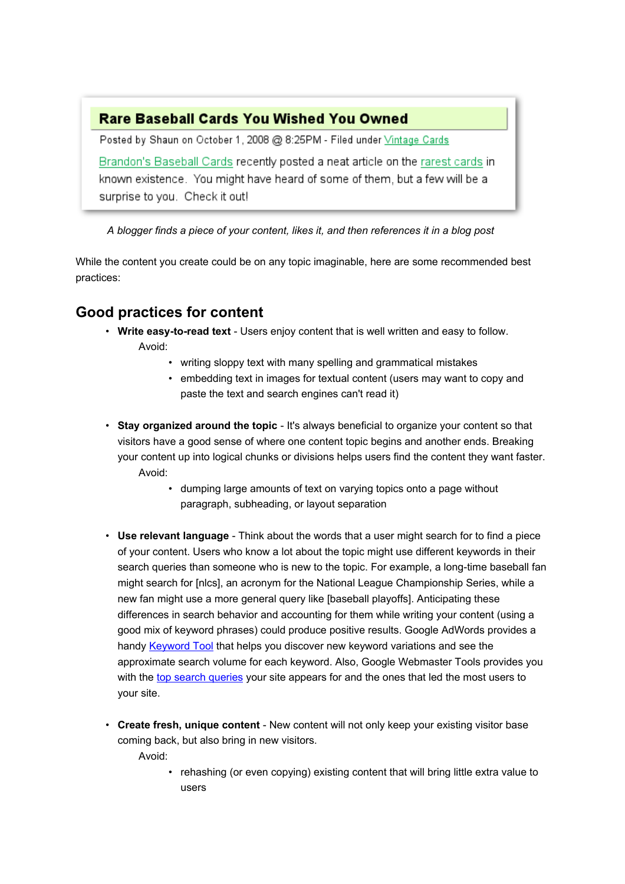**Rare Baseball Cards You Wished You Owned**

Posted by Shaun on October 1, 2008 @ 8:25PM - Filed under Vintage Cards

Brandon's Baseball Cards recently posted a neat article on the rarest cards in known existence. You might have heard of some of them, but a few will be a surprise to you. Check it out!

*A blogger finds a piece of your content, likes it, and then references it in a blog post*

While the content you create could be on any topic imaginable, here are some recommended best practices:

## Good practices for content

- **Write easy-to-read text** - Users enjoy content that is well written and easy to follow.
  Avoid:
  - writing sloppy text with many spelling and grammatical mistakes
  - embedding text in images for textual content (users may want to copy and paste the text and search engines can't read it)

- **Stay organized around the topic** - It's always beneficial to organize your content so that visitors have a good sense of where one content topic begins and another ends. Breaking your content up into logical chunks or divisions helps users find the content they want faster.
  Avoid:
  - dumping large amounts of text on varying topics onto a page without paragraph, subheading, or layout separation

- **Use relevant language** - Think about the words that a user might search for to find a piece of your content. Users who know a lot about the topic might use different keywords in their search queries than someone who is new to the topic. For example, a long-time baseball fan might search for [nlcs], an acronym for the National League Championship Series, while a new fan might use a more general query like [baseball playoffs]. Anticipating these differences in search behavior and accounting for them while writing your content (using a good mix of keyword phrases) could produce positive results. Google AdWords provides a handy Keyword Tool that helps you discover new keyword variations and see the approximate search volume for each keyword. Also, Google Webmaster Tools provides you with the top search queries your site appears for and the ones that led the most users to your site.

- **Create fresh, unique content** - New content will not only keep your existing visitor base coming back, but also bring in new visitors.
  Avoid:
  - rehashing (or even copying) existing content that will bring little extra value to users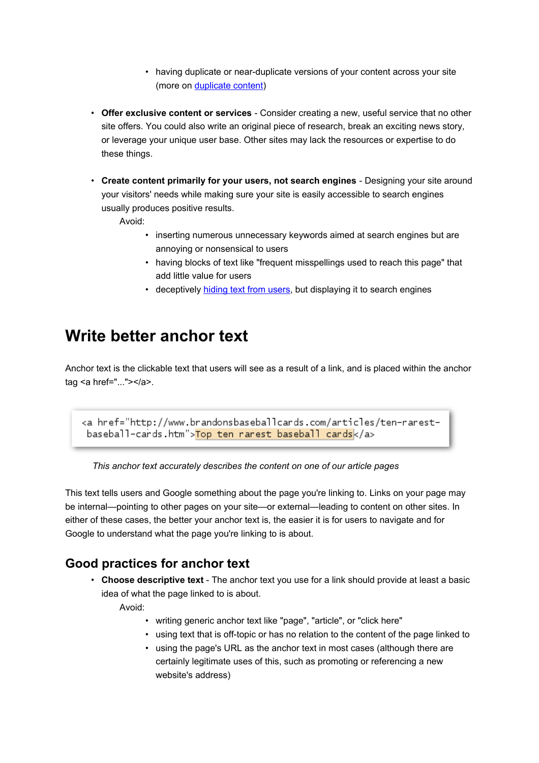- having duplicate or near-duplicate versions of your content across your site (more on duplicate content)

- **Offer exclusive content or services** - Consider creating a new, useful service that no other site offers. You could also write an original piece of research, break an exciting news story, or leverage your unique user base. Other sites may lack the resources or expertise to do these things.

- **Create content primarily for your users, not search engines** - Designing your site around your visitors' needs while making sure your site is easily accessible to search engines usually produces positive results.

  Avoid:
    - inserting numerous unnecessary keywords aimed at search engines but are annoying or nonsensical to users
    - having blocks of text like "frequent misspellings used to reach this page" that add little value for users
    - deceptively hiding text from users, but displaying it to search engines

# Write better anchor text

Anchor text is the clickable text that users will see as a result of a link, and is placed within the anchor tag <a href="..."></a>.

```
<a href="http://www.brandonsbaseballcards.com/articles/ten-rarest-baseball-cards.htm">Top ten rarest baseball cards</a>
```

*This anchor text accurately describes the content on one of our article pages*

This text tells users and Google something about the page you're linking to. Links on your page may be internal—pointing to other pages on your site—or external—leading to content on other sites. In either of these cases, the better your anchor text is, the easier it is for users to navigate and for Google to understand what the page you're linking to is about.

## Good practices for anchor text

- **Choose descriptive text** - The anchor text you use for a link should provide at least a basic idea of what the page linked to is about.

  Avoid:
    - writing generic anchor text like "page", "article", or "click here"
    - using text that is off-topic or has no relation to the content of the page linked to
    - using the page's URL as the anchor text in most cases (although there are certainly legitimate uses of this, such as promoting or referencing a new website's address)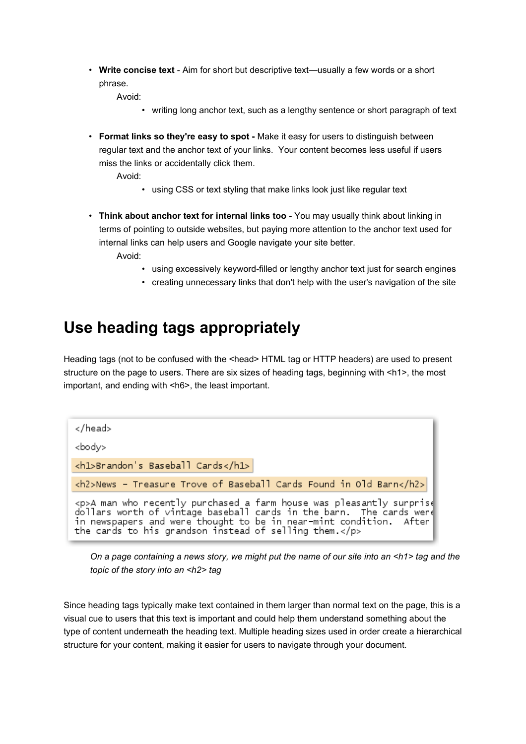- **Write concise text** - Aim for short but descriptive text—usually a few words or a short phrase.

  Avoid:

  - writing long anchor text, such as a lengthy sentence or short paragraph of text

- **Format links so they're easy to spot -** Make it easy for users to distinguish between regular text and the anchor text of your links. Your content becomes less useful if users miss the links or accidentally click them.

  Avoid:

  - using CSS or text styling that make links look just like regular text

- **Think about anchor text for internal links too -** You may usually think about linking in terms of pointing to outside websites, but paying more attention to the anchor text used for internal links can help users and Google navigate your site better.

  Avoid:

  - using excessively keyword-filled or lengthy anchor text just for search engines
  - creating unnecessary links that don't help with the user's navigation of the site

# Use heading tags appropriately

Heading tags (not to be confused with the <head> HTML tag or HTTP headers) are used to present structure on the page to users. There are six sizes of heading tags, beginning with <h1>, the most important, and ending with <h6>, the least important.

```
</head>
<body>
<h1>Brandon's Baseball Cards</h1>
<h2>News - Treasure Trove of Baseball Cards Found in Old Barn</h2>
<p>A man who recently purchased a farm house was pleasantly surprise
dollars worth of vintage baseball cards in the barn.  The cards were
in newspapers and were thought to be in near-mint condition.  After
the cards to his grandson instead of selling them.</p>
```

*On a page containing a news story, we might put the name of our site into an <h1> tag and the topic of the story into an <h2> tag*

Since heading tags typically make text contained in them larger than normal text on the page, this is a visual cue to users that this text is important and could help them understand something about the type of content underneath the heading text. Multiple heading sizes used in order create a hierarchical structure for your content, making it easier for users to navigate through your document.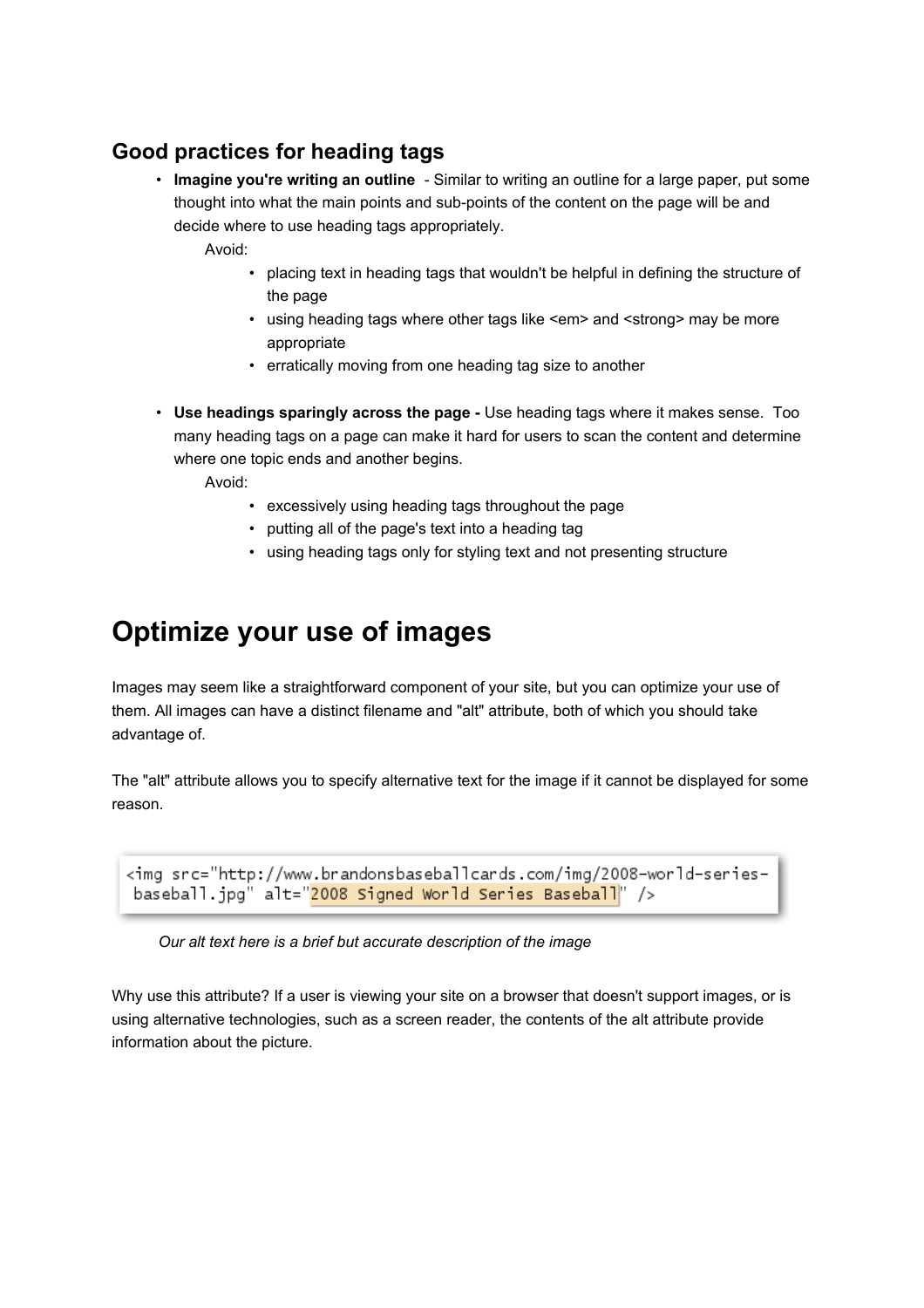### Good practices for heading tags

- **Imagine you're writing an outline** - Similar to writing an outline for a large paper, put some thought into what the main points and sub-points of the content on the page will be and decide where to use heading tags appropriately.

  Avoid:
  - placing text in heading tags that wouldn't be helpful in defining the structure of the page
  - using heading tags where other tags like <em> and <strong> may be more appropriate
  - erratically moving from one heading tag size to another

- **Use headings sparingly across the page -** Use heading tags where it makes sense. Too many heading tags on a page can make it hard for users to scan the content and determine where one topic ends and another begins.

  Avoid:
  - excessively using heading tags throughout the page
  - putting all of the page's text into a heading tag
  - using heading tags only for styling text and not presenting structure

# Optimize your use of images

Images may seem like a straightforward component of your site, but you can optimize your use of them. All images can have a distinct filename and "alt" attribute, both of which you should take advantage of.

The "alt" attribute allows you to specify alternative text for the image if it cannot be displayed for some reason.

```
<img src="http://www.brandonsbaseballcards.com/img/2008-world-series-
baseball.jpg" alt="2008 Signed World Series Baseball" />
```

*Our alt text here is a brief but accurate description of the image*

Why use this attribute? If a user is viewing your site on a browser that doesn't support images, or is using alternative technologies, such as a screen reader, the contents of the alt attribute provide information about the picture.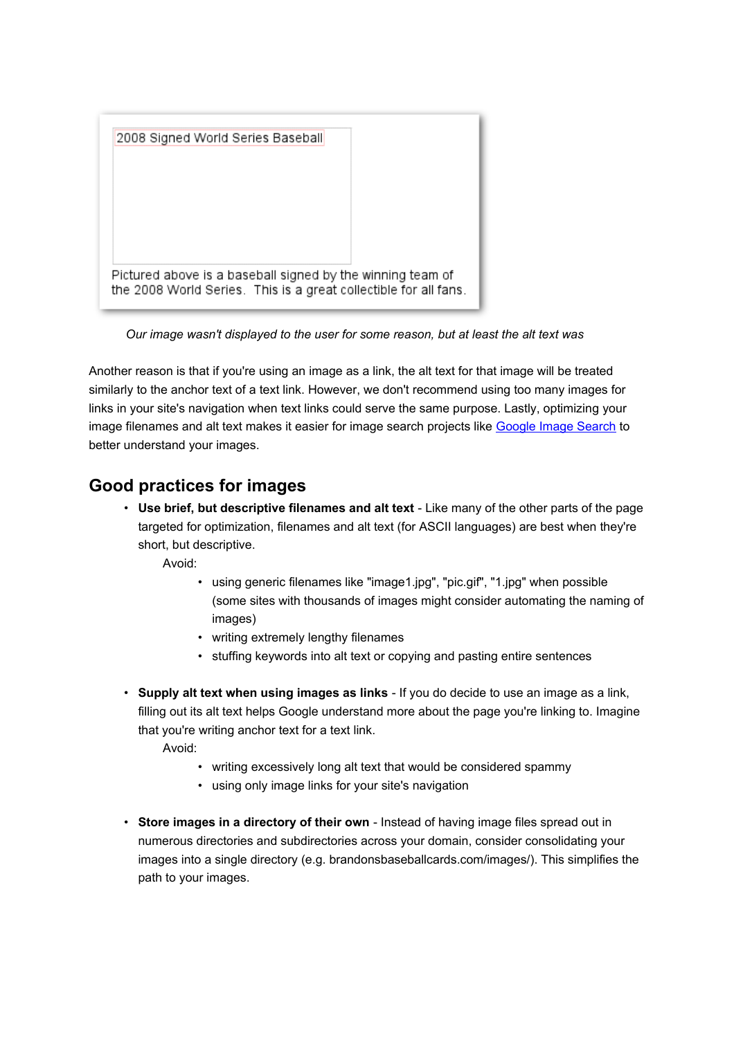2008 Signed World Series Baseball

Pictured above is a baseball signed by the winning team of the 2008 World Series. This is a great collectible for all fans.

*Our image wasn't displayed to the user for some reason, but at least the alt text was*

Another reason is that if you're using an image as a link, the alt text for that image will be treated similarly to the anchor text of a text link. However, we don't recommend using too many images for links in your site's navigation when text links could serve the same purpose. Lastly, optimizing your image filenames and alt text makes it easier for image search projects like Google Image Search to better understand your images.

## Good practices for images

- **Use brief, but descriptive filenames and alt text** - Like many of the other parts of the page targeted for optimization, filenames and alt text (for ASCII languages) are best when they're short, but descriptive.

  Avoid:
  - using generic filenames like "image1.jpg", "pic.gif", "1.jpg" when possible (some sites with thousands of images might consider automating the naming of images)
  - writing extremely lengthy filenames
  - stuffing keywords into alt text or copying and pasting entire sentences

- **Supply alt text when using images as links** - If you do decide to use an image as a link, filling out its alt text helps Google understand more about the page you're linking to. Imagine that you're writing anchor text for a text link.

  Avoid:
  - writing excessively long alt text that would be considered spammy
  - using only image links for your site's navigation

- **Store images in a directory of their own** - Instead of having image files spread out in numerous directories and subdirectories across your domain, consider consolidating your images into a single directory (e.g. brandonsbaseballcards.com/images/). This simplifies the path to your images.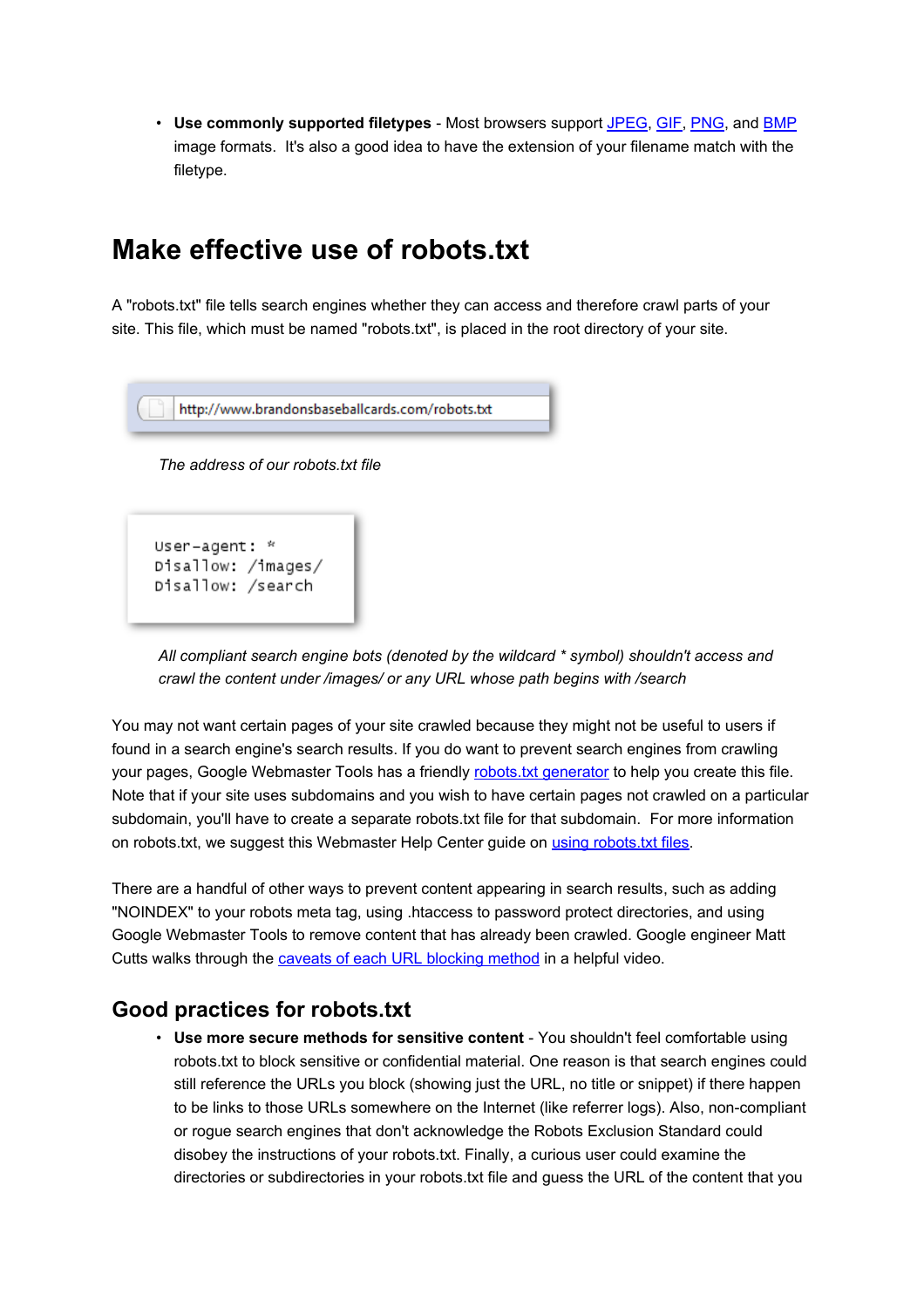- **Use commonly supported filetypes** - Most browsers support JPEG, GIF, PNG, and BMP image formats. It's also a good idea to have the extension of your filename match with the filetype.

# Make effective use of robots.txt

A "robots.txt" file tells search engines whether they can access and therefore crawl parts of your site. This file, which must be named "robots.txt", is placed in the root directory of your site.

```
http://www.brandonsbaseballcards.com/robots.txt
```

*The address of our robots.txt file*

```
User-agent: *
Disallow: /images/
Disallow: /search
```

*All compliant search engine bots (denoted by the wildcard * symbol) shouldn't access and crawl the content under /images/ or any URL whose path begins with /search*

You may not want certain pages of your site crawled because they might not be useful to users if found in a search engine's search results. If you do want to prevent search engines from crawling your pages, Google Webmaster Tools has a friendly robots.txt generator to help you create this file. Note that if your site uses subdomains and you wish to have certain pages not crawled on a particular subdomain, you'll have to create a separate robots.txt file for that subdomain. For more information on robots.txt, we suggest this Webmaster Help Center guide on using robots.txt files.

There are a handful of other ways to prevent content appearing in search results, such as adding "NOINDEX" to your robots meta tag, using .htaccess to password protect directories, and using Google Webmaster Tools to remove content that has already been crawled. Google engineer Matt Cutts walks through the caveats of each URL blocking method in a helpful video.

## Good practices for robots.txt

- **Use more secure methods for sensitive content** - You shouldn't feel comfortable using robots.txt to block sensitive or confidential material. One reason is that search engines could still reference the URLs you block (showing just the URL, no title or snippet) if there happen to be links to those URLs somewhere on the Internet (like referrer logs). Also, non-compliant or rogue search engines that don't acknowledge the Robots Exclusion Standard could disobey the instructions of your robots.txt. Finally, a curious user could examine the directories or subdirectories in your robots.txt file and guess the URL of the content that you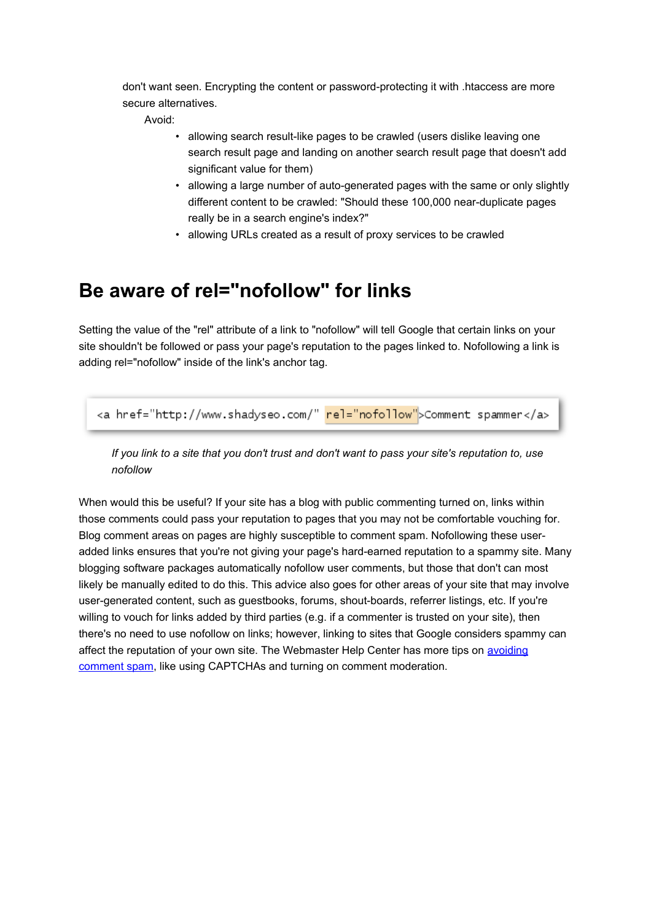don't want seen. Encrypting the content or password-protecting it with .htaccess are more secure alternatives.

Avoid:

- allowing search result-like pages to be crawled (users dislike leaving one search result page and landing on another search result page that doesn't add significant value for them)
- allowing a large number of auto-generated pages with the same or only slightly different content to be crawled: "Should these 100,000 near-duplicate pages really be in a search engine's index?"
- allowing URLs created as a result of proxy services to be crawled

# Be aware of rel="nofollow" for links

Setting the value of the "rel" attribute of a link to "nofollow" will tell Google that certain links on your site shouldn't be followed or pass your page's reputation to the pages linked to. Nofollowing a link is adding rel="nofollow" inside of the link's anchor tag.

```
<a href="http://www.shadyseo.com/" rel="nofollow">Comment spammer</a>
```

*If you link to a site that you don't trust and don't want to pass your site's reputation to, use nofollow*

When would this be useful? If your site has a blog with public commenting turned on, links within those comments could pass your reputation to pages that you may not be comfortable vouching for. Blog comment areas on pages are highly susceptible to comment spam. Nofollowing these user-added links ensures that you're not giving your page's hard-earned reputation to a spammy site. Many blogging software packages automatically nofollow user comments, but those that don't can most likely be manually edited to do this. This advice also goes for other areas of your site that may involve user-generated content, such as guestbooks, forums, shout-boards, referrer listings, etc. If you're willing to vouch for links added by third parties (e.g. if a commenter is trusted on your site), then there's no need to use nofollow on links; however, linking to sites that Google considers spammy can affect the reputation of your own site. The Webmaster Help Center has more tips on avoiding comment spam, like using CAPTCHAs and turning on comment moderation.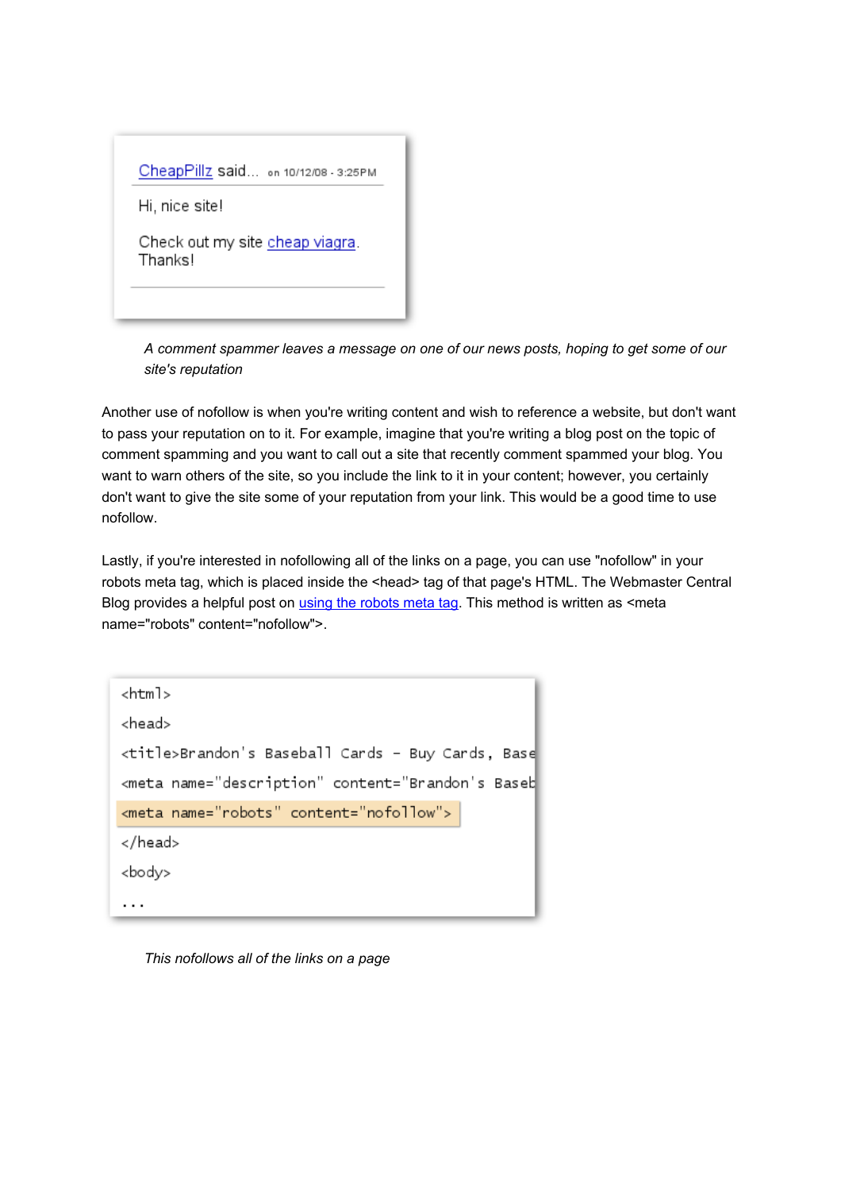CheapPillz said... on 10/12/08 - 3:25PM

Hi, nice site!

Check out my site cheap viagra. Thanks!

*A comment spammer leaves a message on one of our news posts, hoping to get some of our site's reputation*

Another use of nofollow is when you're writing content and wish to reference a website, but don't want to pass your reputation on to it. For example, imagine that you're writing a blog post on the topic of comment spamming and you want to call out a site that recently comment spammed your blog. You want to warn others of the site, so you include the link to it in your content; however, you certainly don't want to give the site some of your reputation from your link. This would be a good time to use nofollow.

Lastly, if you're interested in nofollowing all of the links on a page, you can use "nofollow" in your robots meta tag, which is placed inside the <head> tag of that page's HTML. The Webmaster Central Blog provides a helpful post on [using the robots meta tag](). This method is written as <meta name="robots" content="nofollow">.

```
<html>
<head>
<title>Brandon's Baseball Cards - Buy Cards, Base
<meta name="description" content="Brandon's Baseb
<meta name="robots" content="nofollow">
</head>
<body>
...
```

*This nofollows all of the links on a page*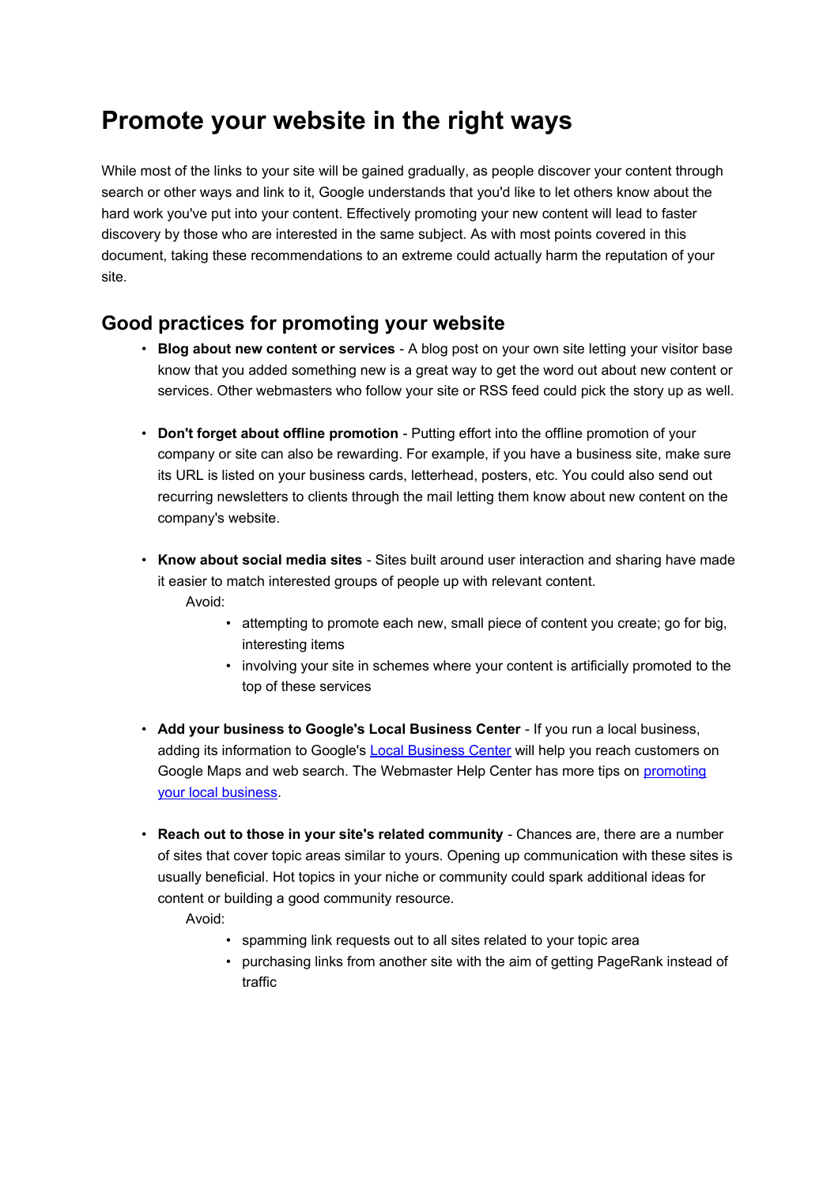# Promote your website in the right ways

While most of the links to your site will be gained gradually, as people discover your content through search or other ways and link to it, Google understands that you'd like to let others know about the hard work you've put into your content. Effectively promoting your new content will lead to faster discovery by those who are interested in the same subject. As with most points covered in this document, taking these recommendations to an extreme could actually harm the reputation of your site.

## Good practices for promoting your website

- **Blog about new content or services** - A blog post on your own site letting your visitor base know that you added something new is a great way to get the word out about new content or services. Other webmasters who follow your site or RSS feed could pick the story up as well.

- **Don't forget about offline promotion** - Putting effort into the offline promotion of your company or site can also be rewarding. For example, if you have a business site, make sure its URL is listed on your business cards, letterhead, posters, etc. You could also send out recurring newsletters to clients through the mail letting them know about new content on the company's website.

- **Know about social media sites** - Sites built around user interaction and sharing have made it easier to match interested groups of people up with relevant content.
  
  Avoid:
    - attempting to promote each new, small piece of content you create; go for big, interesting items
    - involving your site in schemes where your content is artificially promoted to the top of these services

- **Add your business to Google's Local Business Center** - If you run a local business, adding its information to Google's [Local Business Center] will help you reach customers on Google Maps and web search. The Webmaster Help Center has more tips on [promoting your local business].

- **Reach out to those in your site's related community** - Chances are, there are a number of sites that cover topic areas similar to yours. Opening up communication with these sites is usually beneficial. Hot topics in your niche or community could spark additional ideas for content or building a good community resource.
  
  Avoid:
    - spamming link requests out to all sites related to your topic area
    - purchasing links from another site with the aim of getting PageRank instead of traffic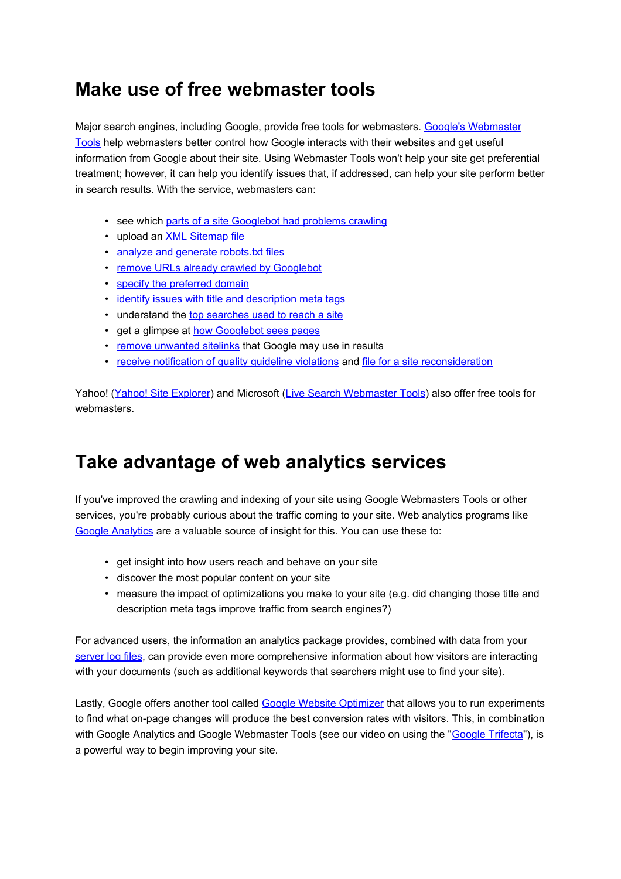# Make use of free webmaster tools

Major search engines, including Google, provide free tools for webmasters. Google's Webmaster Tools help webmasters better control how Google interacts with their websites and get useful information from Google about their site. Using Webmaster Tools won't help your site get preferential treatment; however, it can help you identify issues that, if addressed, can help your site perform better in search results. With the service, webmasters can:

- see which parts of a site Googlebot had problems crawling
- upload an XML Sitemap file
- analyze and generate robots.txt files
- remove URLs already crawled by Googlebot
- specify the preferred domain
- identify issues with title and description meta tags
- understand the top searches used to reach a site
- get a glimpse at how Googlebot sees pages
- remove unwanted sitelinks that Google may use in results
- receive notification of quality guideline violations and file for a site reconsideration

Yahoo! (Yahoo! Site Explorer) and Microsoft (Live Search Webmaster Tools) also offer free tools for webmasters.

# Take advantage of web analytics services

If you've improved the crawling and indexing of your site using Google Webmasters Tools or other services, you're probably curious about the traffic coming to your site. Web analytics programs like Google Analytics are a valuable source of insight for this. You can use these to:

- get insight into how users reach and behave on your site
- discover the most popular content on your site
- measure the impact of optimizations you make to your site (e.g. did changing those title and description meta tags improve traffic from search engines?)

For advanced users, the information an analytics package provides, combined with data from your server log files, can provide even more comprehensive information about how visitors are interacting with your documents (such as additional keywords that searchers might use to find your site).

Lastly, Google offers another tool called Google Website Optimizer that allows you to run experiments to find what on-page changes will produce the best conversion rates with visitors. This, in combination with Google Analytics and Google Webmaster Tools (see our video on using the "Google Trifecta"), is a powerful way to begin improving your site.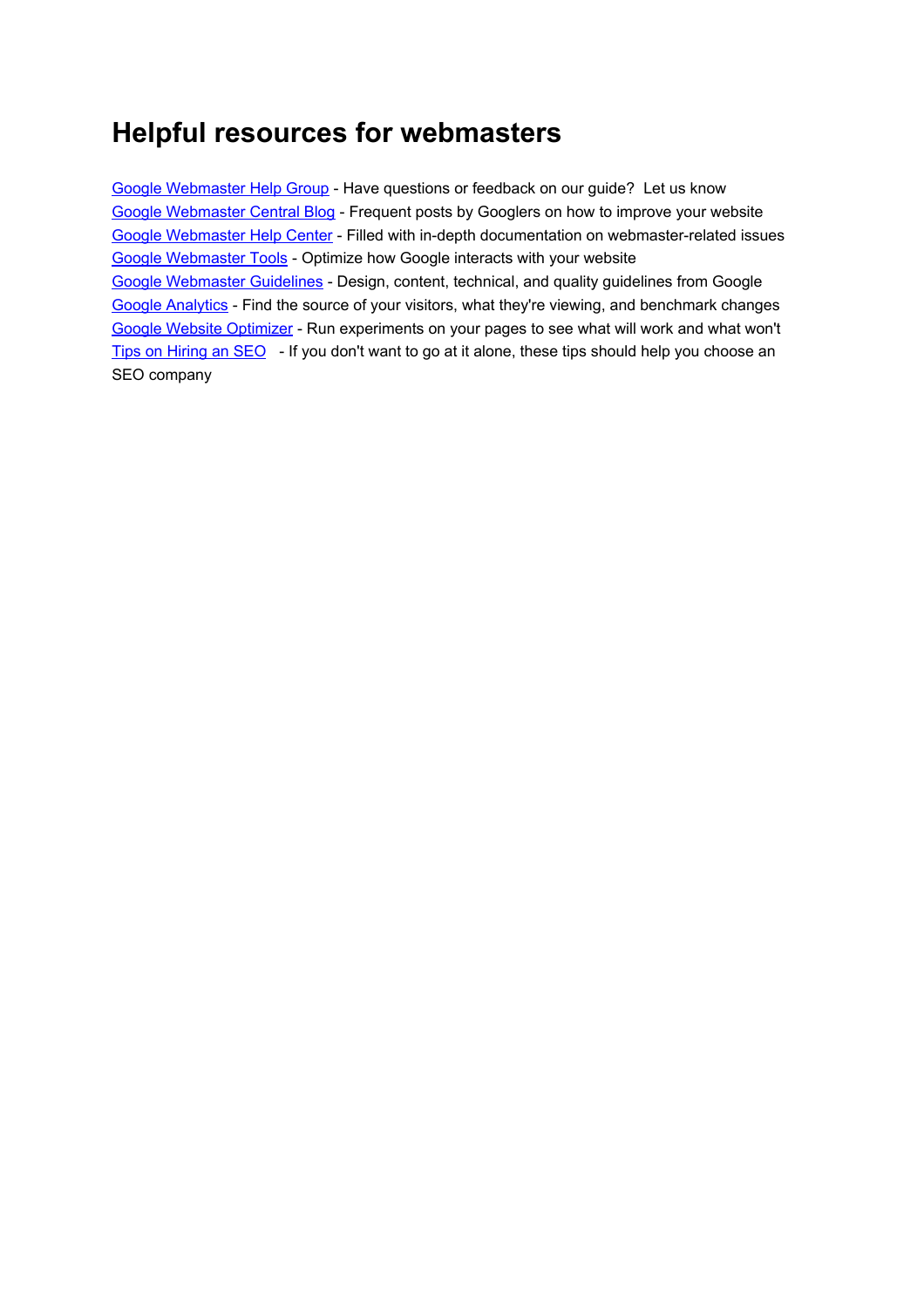# Helpful resources for webmasters

Google Webmaster Help Group - Have questions or feedback on our guide?  Let us know
Google Webmaster Central Blog - Frequent posts by Googlers on how to improve your website
Google Webmaster Help Center - Filled with in-depth documentation on webmaster-related issues
Google Webmaster Tools - Optimize how Google interacts with your website
Google Webmaster Guidelines - Design, content, technical, and quality guidelines from Google
Google Analytics - Find the source of your visitors, what they're viewing, and benchmark changes
Google Website Optimizer - Run experiments on your pages to see what will work and what won't
Tips on Hiring an SEO - If you don't want to go at it alone, these tips should help you choose an SEO company